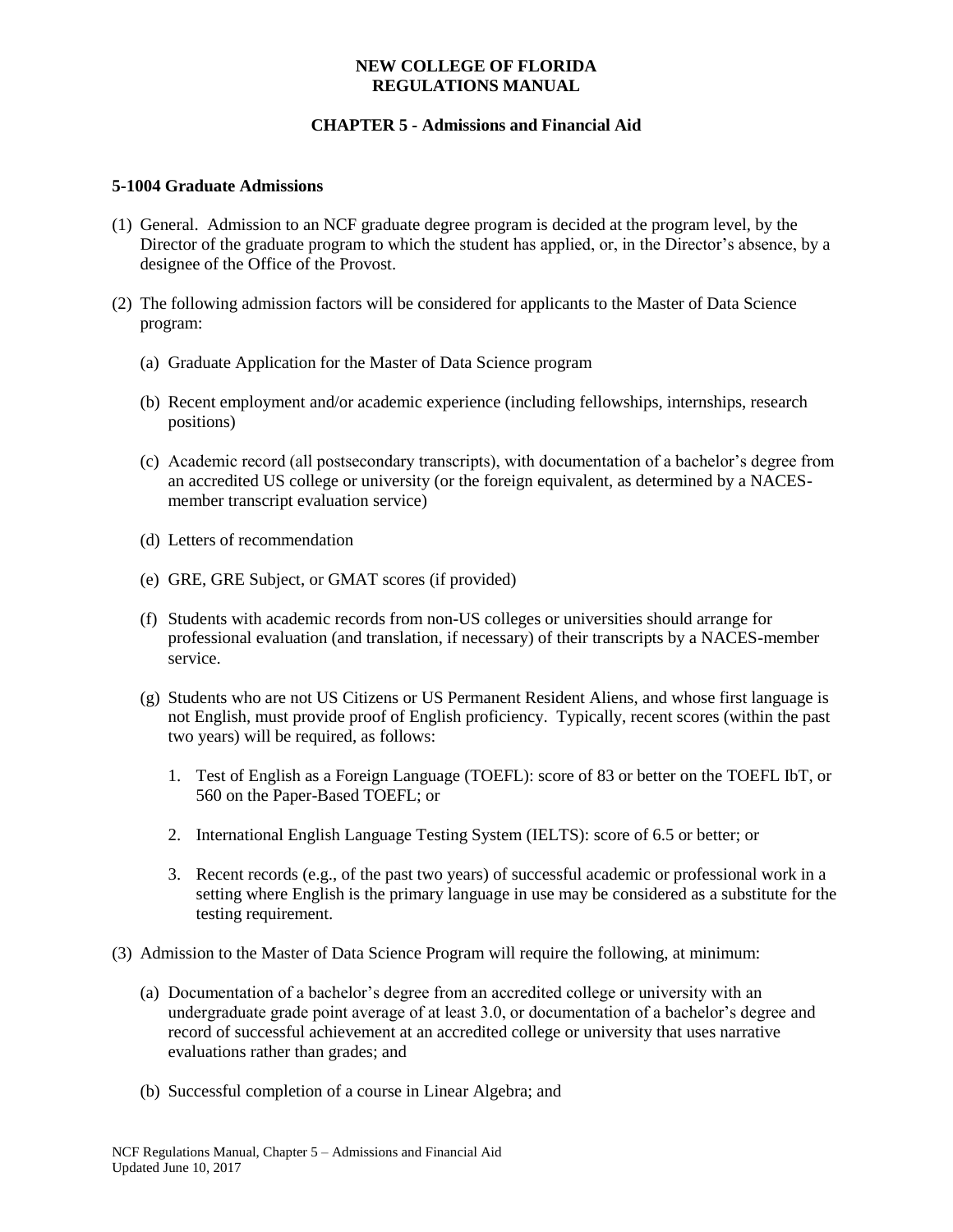# NEW COLLEGE OF FLORIDA REGULATIONS MANUAL

## CHAPTER 5 - Admissions and Financial Aid

### 5-1004 Graduate Admissions

(1) General. Admission to an NCF graduate degree program is decided at the program level, by the Director of the graduate program to which the student has applied, or, in the Director's absence, by a designee of the Office of the Provost.

(2) The following admission factors will be considered for applicants to the Master of Data Science program:

   (a) Graduate Application for the Master of Data Science program

   (b) Recent employment and/or academic experience (including fellowships, internships, research positions)

   (c) Academic record (all postsecondary transcripts), with documentation of a bachelor's degree from an accredited US college or university (or the foreign equivalent, as determined by a NACES-member transcript evaluation service)

   (d) Letters of recommendation

   (e) GRE, GRE Subject, or GMAT scores (if provided)

   (f) Students with academic records from non-US colleges or universities should arrange for professional evaluation (and translation, if necessary) of their transcripts by a NACES-member service.

   (g) Students who are not US Citizens or US Permanent Resident Aliens, and whose first language is not English, must provide proof of English proficiency. Typically, recent scores (within the past two years) will be required, as follows:

      1. Test of English as a Foreign Language (TOEFL): score of 83 or better on the TOEFL IbT, or 560 on the Paper-Based TOEFL; or

      2. International English Language Testing System (IELTS): score of 6.5 or better; or

      3. Recent records (e.g., of the past two years) of successful academic or professional work in a setting where English is the primary language in use may be considered as a substitute for the testing requirement.

(3) Admission to the Master of Data Science Program will require the following, at minimum:

   (a) Documentation of a bachelor's degree from an accredited college or university with an undergraduate grade point average of at least 3.0, or documentation of a bachelor's degree and record of successful achievement at an accredited college or university that uses narrative evaluations rather than grades; and

   (b) Successful completion of a course in Linear Algebra; and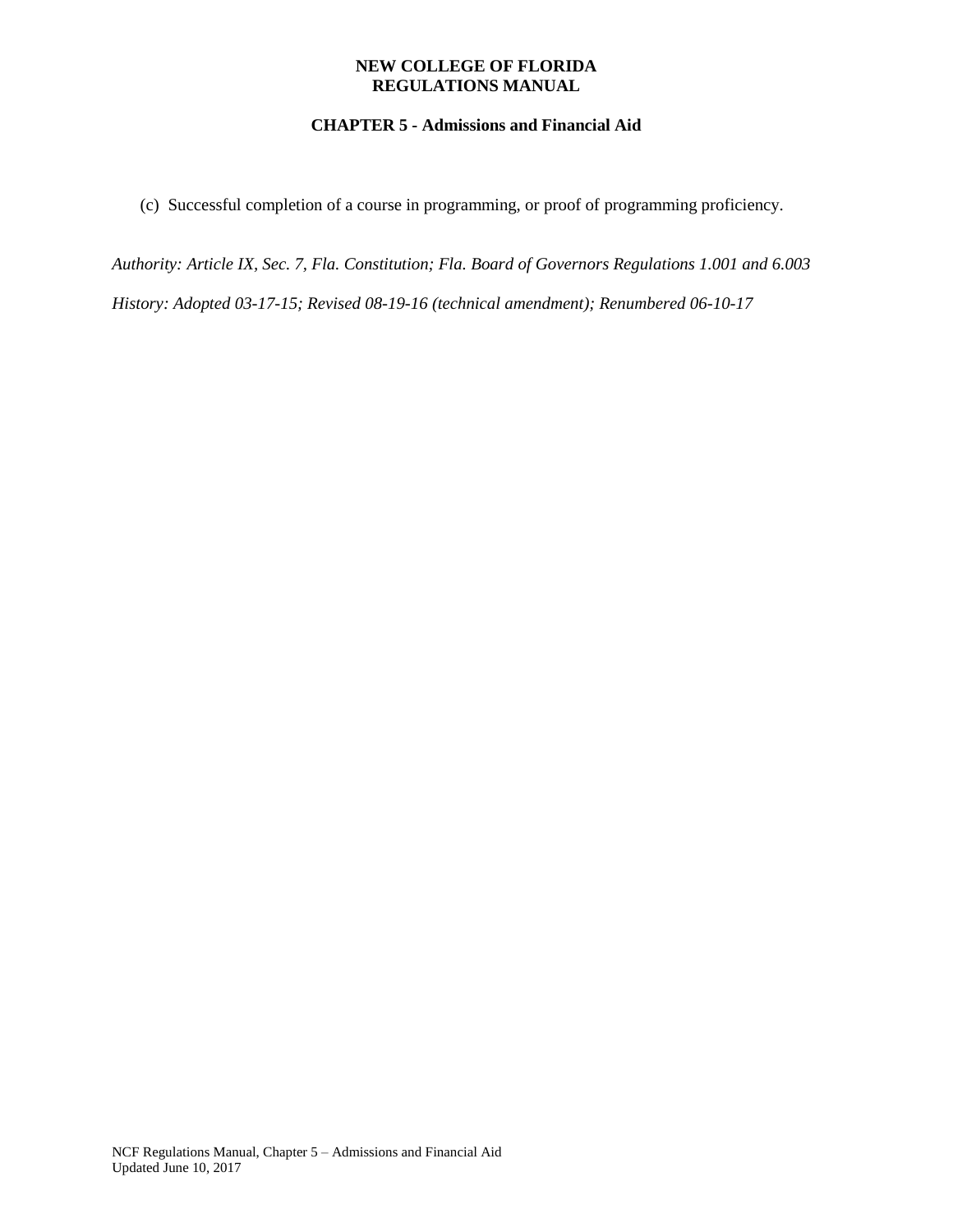(c) Successful completion of a course in programming, or proof of programming proficiency.

*Authority: Article IX, Sec. 7, Fla. Constitution; Fla. Board of Governors Regulations 1.001 and 6.003*

*History: Adopted 03-17-15; Revised 08-19-16 (technical amendment); Renumbered 06-10-17*